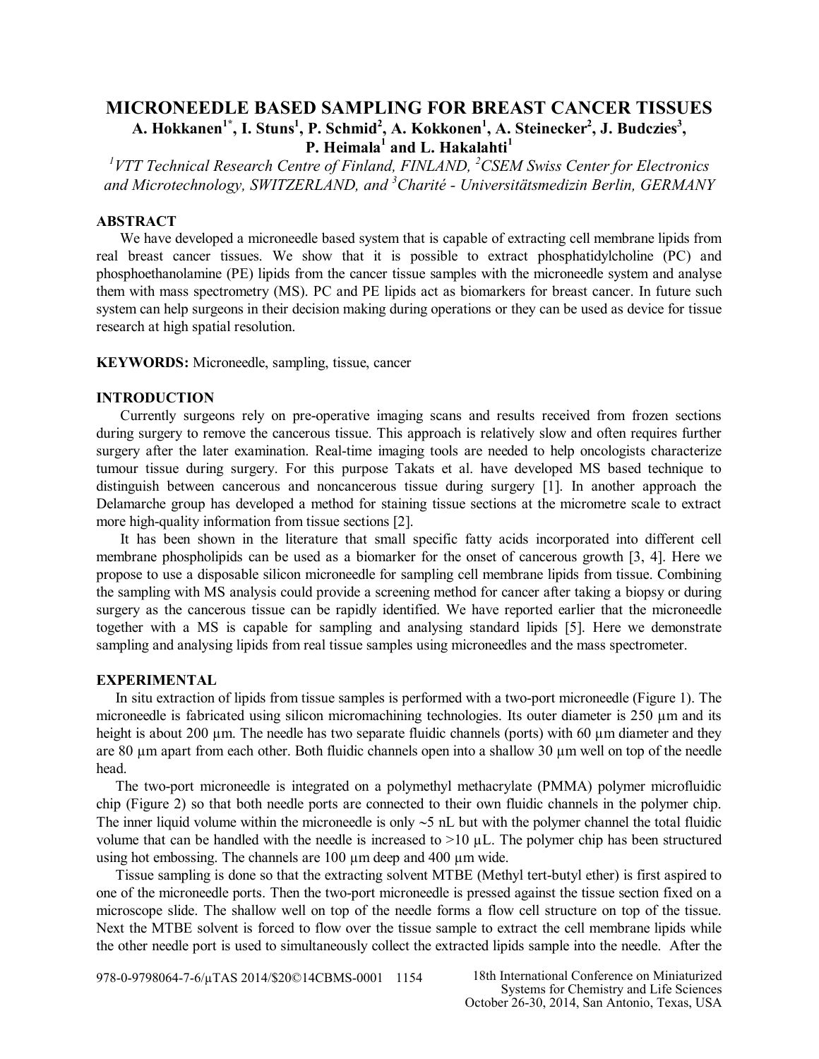# MICRONEEDLE BASED SAMPLING FOR BREAST CANCER TISSUES

**A. Hokkanen[1*], I. Stuns[1], P. Schmid[2], A. Kokkonen[1], A. Steinecker[2], J. Budczies[3], P. Heimala[1] and L. Hakalahti[1]**

*[1]VTT Technical Research Centre of Finland, FINLAND, [2]CSEM Swiss Center for Electronics and Microtechnology, SWITZERLAND, and [3]Charité - Universitätsmedizin Berlin, GERMANY*

## ABSTRACT

We have developed a microneedle based system that is capable of extracting cell membrane lipids from real breast cancer tissues. We show that it is possible to extract phosphatidylcholine (PC) and phosphoethanolamine (PE) lipids from the cancer tissue samples with the microneedle system and analyse them with mass spectrometry (MS). PC and PE lipids act as biomarkers for breast cancer. In future such system can help surgeons in their decision making during operations or they can be used as device for tissue research at high spatial resolution.

**KEYWORDS:** Microneedle, sampling, tissue, cancer

## INTRODUCTION

Currently surgeons rely on pre-operative imaging scans and results received from frozen sections during surgery to remove the cancerous tissue. This approach is relatively slow and often requires further surgery after the later examination. Real-time imaging tools are needed to help oncologists characterize tumour tissue during surgery. For this purpose Takats et al. have developed MS based technique to distinguish between cancerous and noncancerous tissue during surgery [1]. In another approach the Delamarche group has developed a method for staining tissue sections at the micrometre scale to extract more high-quality information from tissue sections [2].

It has been shown in the literature that small specific fatty acids incorporated into different cell membrane phospholipids can be used as a biomarker for the onset of cancerous growth [3, 4]. Here we propose to use a disposable silicon microneedle for sampling cell membrane lipids from tissue. Combining the sampling with MS analysis could provide a screening method for cancer after taking a biopsy or during surgery as the cancerous tissue can be rapidly identified. We have reported earlier that the microneedle together with a MS is capable for sampling and analysing standard lipids [5]. Here we demonstrate sampling and analysing lipids from real tissue samples using microneedles and the mass spectrometer.

## EXPERIMENTAL

In situ extraction of lipids from tissue samples is performed with a two-port microneedle (Figure 1). The microneedle is fabricated using silicon micromachining technologies. Its outer diameter is 250 µm and its height is about 200 µm. The needle has two separate fluidic channels (ports) with 60 µm diameter and they are 80 µm apart from each other. Both fluidic channels open into a shallow 30 µm well on top of the needle head.

The two-port microneedle is integrated on a polymethyl methacrylate (PMMA) polymer microfluidic chip (Figure 2) so that both needle ports are connected to their own fluidic channels in the polymer chip. The inner liquid volume within the microneedle is only ~5 nL but with the polymer channel the total fluidic volume that can be handled with the needle is increased to >10 µL. The polymer chip has been structured using hot embossing. The channels are 100 µm deep and 400 µm wide.

Tissue sampling is done so that the extracting solvent MTBE (Methyl tert-butyl ether) is first aspired to one of the microneedle ports. Then the two-port microneedle is pressed against the tissue section fixed on a microscope slide. The shallow well on top of the needle forms a flow cell structure on top of the tissue. Next the MTBE solvent is forced to flow over the tissue sample to extract the cell membrane lipids while the other needle port is used to simultaneously collect the extracted lipids sample into the needle. After the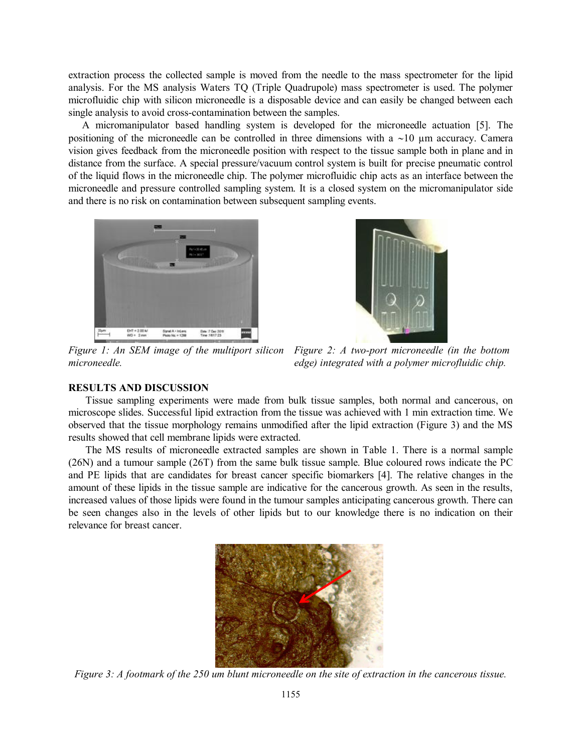extraction process the collected sample is moved from the needle to the mass spectrometer for the lipid analysis. For the MS analysis Waters TQ (Triple Quadrupole) mass spectrometer is used. The polymer microfluidic chip with silicon microneedle is a disposable device and can easily be changed between each single analysis to avoid cross-contamination between the samples.

A micromanipulator based handling system is developed for the microneedle actuation [5]. The positioning of the microneedle can be controlled in three dimensions with a ~10 µm accuracy. Camera vision gives feedback from the microneedle position with respect to the tissue sample both in plane and in distance from the surface. A special pressure/vacuum control system is built for precise pneumatic control of the liquid flows in the microneedle chip. The polymer microfluidic chip acts as an interface between the microneedle and pressure controlled sampling system. It is a closed system on the micromanipulator side and there is no risk on contamination between subsequent sampling events.

*Figure 1: An SEM image of the multiport silicon microneedle.*

*Figure 2: A two-port microneedle (in the bottom edge) integrated with a polymer microfluidic chip.*

## RESULTS AND DISCUSSION

Tissue sampling experiments were made from bulk tissue samples, both normal and cancerous, on microscope slides. Successful lipid extraction from the tissue was achieved with 1 min extraction time. We observed that the tissue morphology remains unmodified after the lipid extraction (Figure 3) and the MS results showed that cell membrane lipids were extracted.

The MS results of microneedle extracted samples are shown in Table 1. There is a normal sample (26N) and a tumour sample (26T) from the same bulk tissue sample. Blue coloured rows indicate the PC and PE lipids that are candidates for breast cancer specific biomarkers [4]. The relative changes in the amount of these lipids in the tissue sample are indicative for the cancerous growth. As seen in the results, increased values of those lipids were found in the tumour samples anticipating cancerous growth. There can be seen changes also in the levels of other lipids but to our knowledge there is no indication on their relevance for breast cancer.

*Figure 3: A footmark of the 250 um blunt microneedle on the site of extraction in the cancerous tissue.*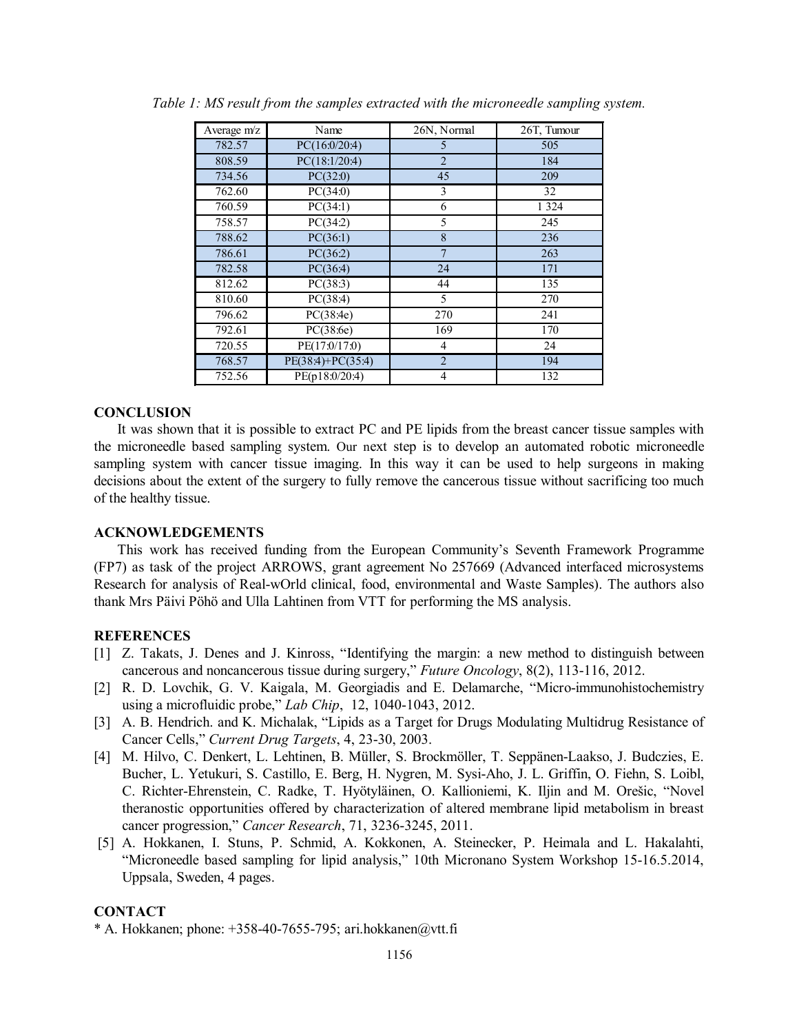*Table 1: MS result from the samples extracted with the microneedle sampling system.*

| Average m/z | Name | 26N, Normal | 26T, Tumour |
|---|---|---|---|
| 782.57 | PC(16:0/20:4) | 5 | 505 |
| 808.59 | PC(18:1/20:4) | 2 | 184 |
| 734.56 | PC(32:0) | 45 | 209 |
| 762.60 | PC(34:0) | 3 | 32 |
| 760.59 | PC(34:1) | 6 | 1 324 |
| 758.57 | PC(34:2) | 5 | 245 |
| 788.62 | PC(36:1) | 8 | 236 |
| 786.61 | PC(36:2) | 7 | 263 |
| 782.58 | PC(36:4) | 24 | 171 |
| 812.62 | PC(38:3) | 44 | 135 |
| 810.60 | PC(38:4) | 5 | 270 |
| 796.62 | PC(38:4e) | 270 | 241 |
| 792.61 | PC(38:6e) | 169 | 170 |
| 720.55 | PE(17:0/17:0) | 4 | 24 |
| 768.57 | PE(38:4)+PC(35:4) | 2 | 194 |
| 752.56 | PE(p18:0/20:4) | 4 | 132 |

## CONCLUSION

It was shown that it is possible to extract PC and PE lipids from the breast cancer tissue samples with the microneedle based sampling system. Our next step is to develop an automated robotic microneedle sampling system with cancer tissue imaging. In this way it can be used to help surgeons in making decisions about the extent of the surgery to fully remove the cancerous tissue without sacrificing too much of the healthy tissue.

## ACKNOWLEDGEMENTS

This work has received funding from the European Community's Seventh Framework Programme (FP7) as task of the project ARROWS, grant agreement No 257669 (Advanced interfaced microsystems Research for analysis of Real-wOrld clinical, food, environmental and Waste Samples). The authors also thank Mrs Päivi Pöhö and Ulla Lahtinen from VTT for performing the MS analysis.

## REFERENCES

[1] Z. Takats, J. Denes and J. Kinross, "Identifying the margin: a new method to distinguish between cancerous and noncancerous tissue during surgery," *Future Oncology*, 8(2), 113-116, 2012.

[2] R. D. Lovchik, G. V. Kaigala, M. Georgiadis and E. Delamarche, "Micro-immunohistochemistry using a microfluidic probe," *Lab Chip*, 12, 1040-1043, 2012.

[3] A. B. Hendrich. and K. Michalak, "Lipids as a Target for Drugs Modulating Multidrug Resistance of Cancer Cells," *Current Drug Targets*, 4, 23-30, 2003.

[4] M. Hilvo, C. Denkert, L. Lehtinen, B. Müller, S. Brockmöller, T. Seppänen-Laakso, J. Budczies, E. Bucher, L. Yetukuri, S. Castillo, E. Berg, H. Nygren, M. Sysi-Aho, J. L. Griffin, O. Fiehn, S. Loibl, C. Richter-Ehrenstein, C. Radke, T. Hyötyläinen, O. Kallioniemi, K. Iljin and M. Orešic, "Novel theranostic opportunities offered by characterization of altered membrane lipid metabolism in breast cancer progression," *Cancer Research*, 71, 3236-3245, 2011.

[5] A. Hokkanen, I. Stuns, P. Schmid, A. Kokkonen, A. Steinecker, P. Heimala and L. Hakalahti, "Microneedle based sampling for lipid analysis," 10th Micronano System Workshop 15-16.5.2014, Uppsala, Sweden, 4 pages.

## CONTACT

* A. Hokkanen; phone: +358-40-7655-795; ari.hokkanen@vtt.fi